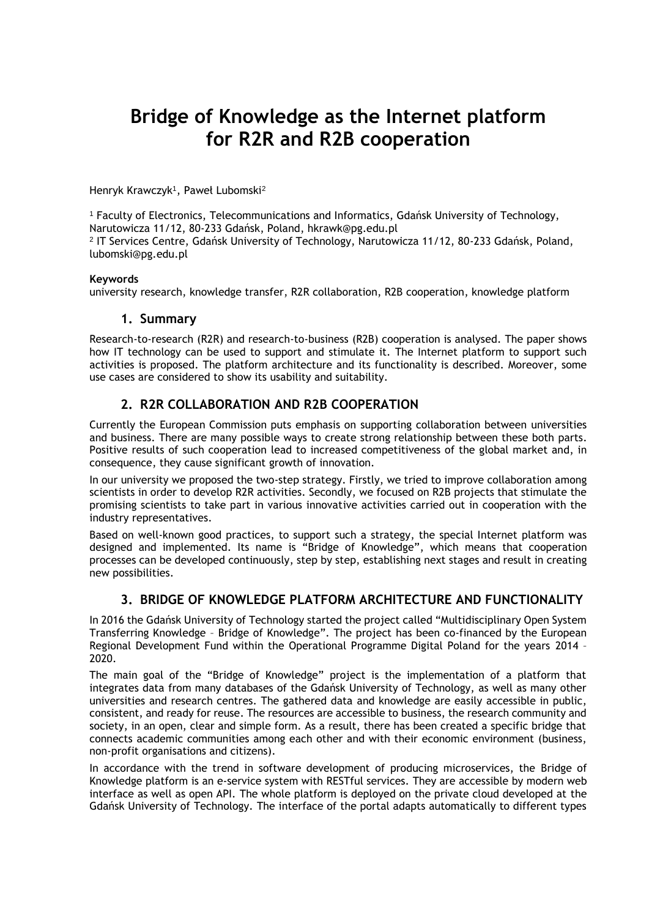# Bridge of Knowledge as the Internet platform for R2R and R2B cooperation

Henryk Krawczyk[1], Paweł Lubomski[2]

[1] Faculty of Electronics, Telecommunications and Informatics, Gdańsk University of Technology, Narutowicza 11/12, 80-233 Gdańsk, Poland, hkrawk@pg.edu.pl
[2] IT Services Centre, Gdańsk University of Technology, Narutowicza 11/12, 80-233 Gdańsk, Poland, lubomski@pg.edu.pl

**Keywords**
university research, knowledge transfer, R2R collaboration, R2B cooperation, knowledge platform

## 1. Summary

Research-to-research (R2R) and research-to-business (R2B) cooperation is analysed. The paper shows how IT technology can be used to support and stimulate it. The Internet platform to support such activities is proposed. The platform architecture and its functionality is described. Moreover, some use cases are considered to show its usability and suitability.

## 2. R2R COLLABORATION AND R2B COOPERATION

Currently the European Commission puts emphasis on supporting collaboration between universities and business. There are many possible ways to create strong relationship between these both parts. Positive results of such cooperation lead to increased competitiveness of the global market and, in consequence, they cause significant growth of innovation.

In our university we proposed the two-step strategy. Firstly, we tried to improve collaboration among scientists in order to develop R2R activities. Secondly, we focused on R2B projects that stimulate the promising scientists to take part in various innovative activities carried out in cooperation with the industry representatives.

Based on well-known good practices, to support such a strategy, the special Internet platform was designed and implemented. Its name is "Bridge of Knowledge", which means that cooperation processes can be developed continuously, step by step, establishing next stages and result in creating new possibilities.

## 3. BRIDGE OF KNOWLEDGE PLATFORM ARCHITECTURE AND FUNCTIONALITY

In 2016 the Gdańsk University of Technology started the project called "Multidisciplinary Open System Transferring Knowledge – Bridge of Knowledge". The project has been co-financed by the European Regional Development Fund within the Operational Programme Digital Poland for the years 2014 – 2020.

The main goal of the "Bridge of Knowledge" project is the implementation of a platform that integrates data from many databases of the Gdańsk University of Technology, as well as many other universities and research centres. The gathered data and knowledge are easily accessible in public, consistent, and ready for reuse. The resources are accessible to business, the research community and society, in an open, clear and simple form. As a result, there has been created a specific bridge that connects academic communities among each other and with their economic environment (business, non-profit organisations and citizens).

In accordance with the trend in software development of producing microservices, the Bridge of Knowledge platform is an e-service system with RESTful services. They are accessible by modern web interface as well as open API. The whole platform is deployed on the private cloud developed at the Gdańsk University of Technology. The interface of the portal adapts automatically to different types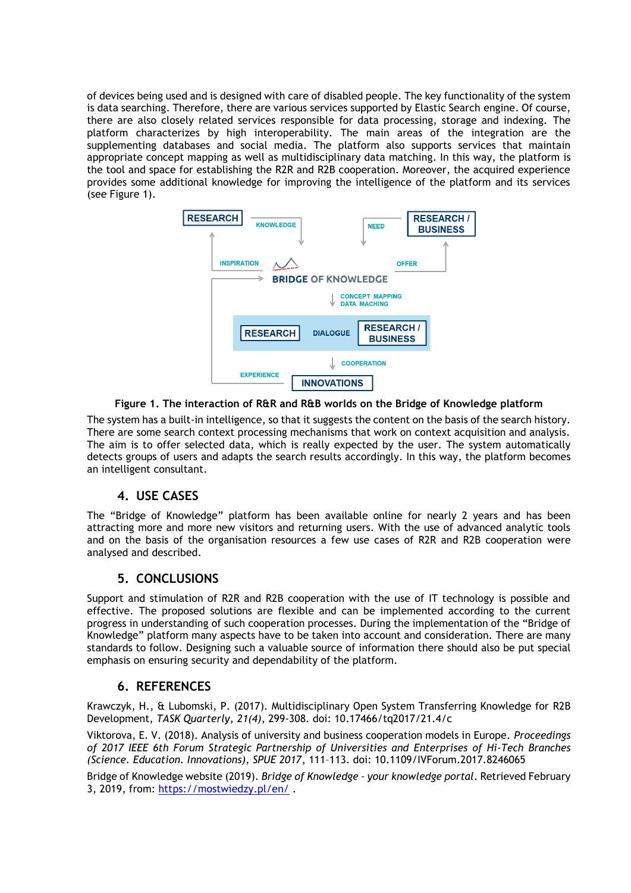of devices being used and is designed with care of disabled people. The key functionality of the system is data searching. Therefore, there are various services supported by Elastic Search engine. Of course, there are also closely related services responsible for data processing, storage and indexing. The platform characterizes by high interoperability. The main areas of the integration are the supplementing databases and social media. The platform also supports services that maintain appropriate concept mapping as well as multidisciplinary data matching. In this way, the platform is the tool and space for establishing the R2R and R2B cooperation. Moreover, the acquired experience provides some additional knowledge for improving the intelligence of the platform and its services (see Figure 1).

**Figure 1. The interaction of R&R and R&B worlds on the Bridge of Knowledge platform**

The system has a built-in intelligence, so that it suggests the content on the basis of the search history. There are some search context processing mechanisms that work on context acquisition and analysis. The aim is to offer selected data, which is really expected by the user. The system automatically detects groups of users and adapts the search results accordingly. In this way, the platform becomes an intelligent consultant.

## 4. USE CASES

The "Bridge of Knowledge" platform has been available online for nearly 2 years and has been attracting more and more new visitors and returning users. With the use of advanced analytic tools and on the basis of the organisation resources a few use cases of R2R and R2B cooperation were analysed and described.

## 5. CONCLUSIONS

Support and stimulation of R2R and R2B cooperation with the use of IT technology is possible and effective. The proposed solutions are flexible and can be implemented according to the current progress in understanding of such cooperation processes. During the implementation of the "Bridge of Knowledge" platform many aspects have to be taken into account and consideration. There are many standards to follow. Designing such a valuable source of information there should also be put special emphasis on ensuring security and dependability of the platform.

## 6. REFERENCES

Krawczyk, H., & Lubomski, P. (2017). Multidisciplinary Open System Transferring Knowledge for R2B Development, *TASK Quarterly, 21(4)*, 299-308. doi: 10.17466/tq2017/21.4/c

Viktorova, E. V. (2018). Analysis of university and business cooperation models in Europe. *Proceedings of 2017 IEEE 6th Forum Strategic Partnership of Universities and Enterprises of Hi-Tech Branches (Science. Education. Innovations), SPUE 2017*, 111–113. doi: 10.1109/IVForum.2017.8246065

Bridge of Knowledge website (2019). *Bridge of Knowledge – your knowledge portal*. Retrieved February 3, 2019, from: https://mostwiedzy.pl/en/ .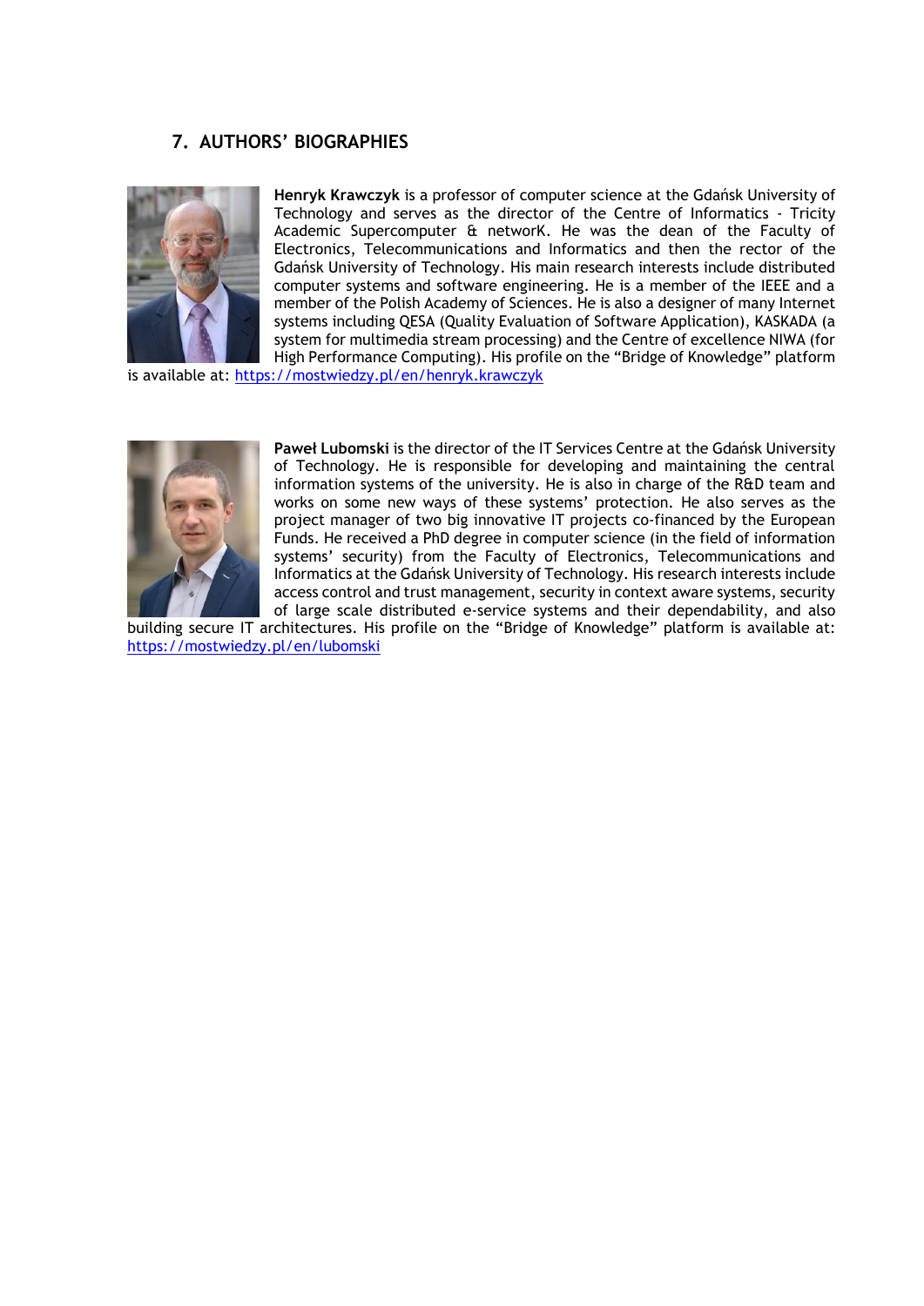## 7. AUTHORS' BIOGRAPHIES

**Henryk Krawczyk** is a professor of computer science at the Gdańsk University of Technology and serves as the director of the Centre of Informatics - Tricity Academic Supercomputer & networK. He was the dean of the Faculty of Electronics, Telecommunications and Informatics and then the rector of the Gdańsk University of Technology. His main research interests include distributed computer systems and software engineering. He is a member of the IEEE and a member of the Polish Academy of Sciences. He is also a designer of many Internet systems including QESA (Quality Evaluation of Software Application), KASKADA (a system for multimedia stream processing) and the Centre of excellence NIWA (for High Performance Computing). His profile on the "Bridge of Knowledge" platform is available at: https://mostwiedzy.pl/en/henryk.krawczyk

**Paweł Lubomski** is the director of the IT Services Centre at the Gdańsk University of Technology. He is responsible for developing and maintaining the central information systems of the university. He is also in charge of the R&D team and works on some new ways of these systems' protection. He also serves as the project manager of two big innovative IT projects co-financed by the European Funds. He received a PhD degree in computer science (in the field of information systems' security) from the Faculty of Electronics, Telecommunications and Informatics at the Gdańsk University of Technology. His research interests include access control and trust management, security in context aware systems, security of large scale distributed e-service systems and their dependability, and also building secure IT architectures. His profile on the "Bridge of Knowledge" platform is available at: https://mostwiedzy.pl/en/lubomski